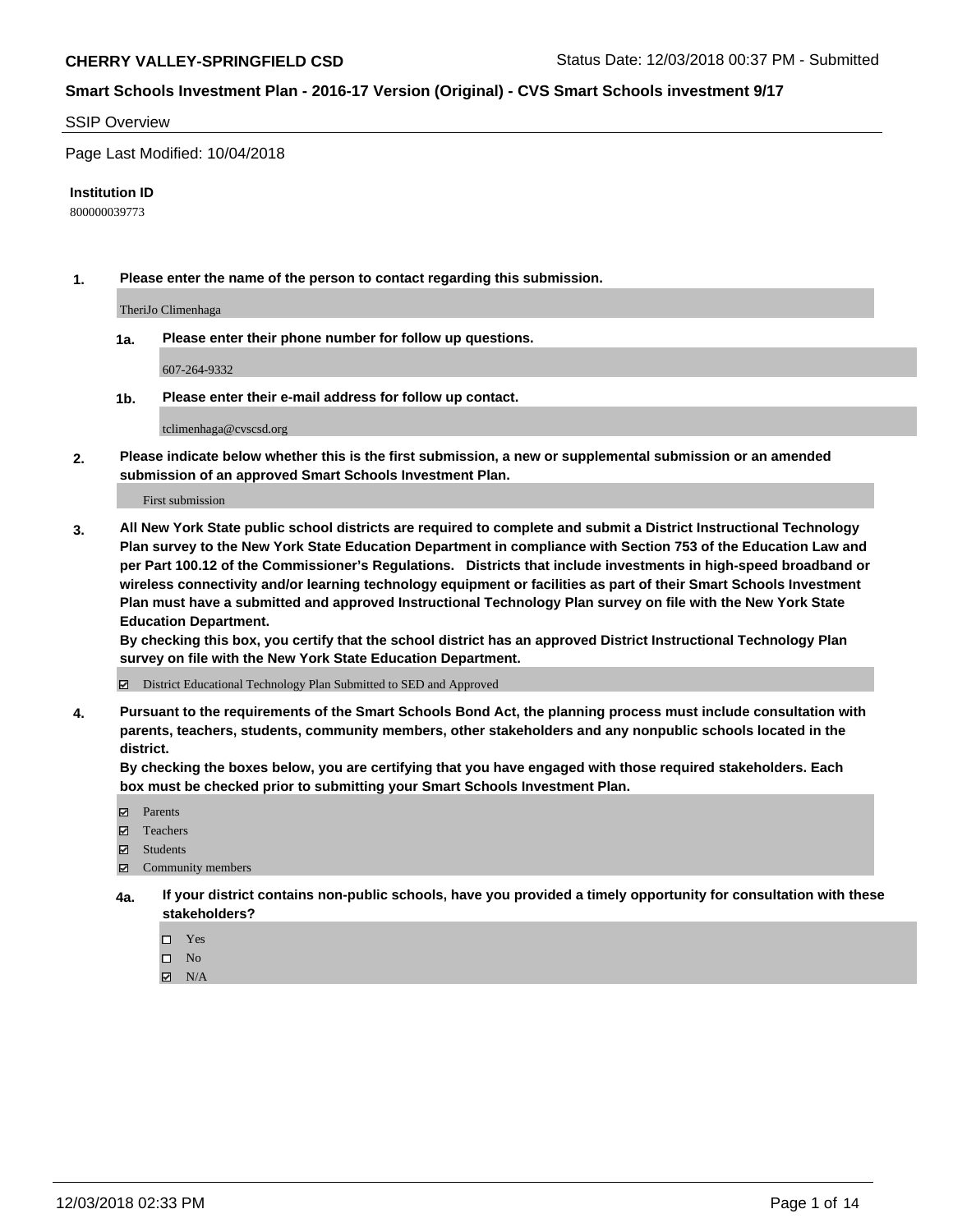**CHERRY VALLEY-SPRINGFIELD CSD** Status Date: 12/03/2018 00:37 PM - Submitted

**Smart Schools Investment Plan - 2016-17 Version (Original) - CVS Smart Schools investment 9/17**

SSIP Overview

Page Last Modified: 10/04/2018

**Institution ID**

800000039773

**1. Please enter the name of the person to contact regarding this submission.**

TheriJo Climenhaga

**1a. Please enter their phone number for follow up questions.**

607-264-9332

**1b. Please enter their e-mail address for follow up contact.**

tclimenhaga@cvscsd.org

**2. Please indicate below whether this is the first submission, a new or supplemental submission or an amended submission of an approved Smart Schools Investment Plan.**

First submission

**3. All New York State public school districts are required to complete and submit a District Instructional Technology Plan survey to the New York State Education Department in compliance with Section 753 of the Education Law and per Part 100.12 of the Commissioner's Regulations. Districts that include investments in high-speed broadband or wireless connectivity and/or learning technology equipment or facilities as part of their Smart Schools Investment Plan must have a submitted and approved Instructional Technology Plan survey on file with the New York State Education Department.**
**By checking this box, you certify that the school district has an approved District Instructional Technology Plan survey on file with the New York State Education Department.**

☑ District Educational Technology Plan Submitted to SED and Approved

**4. Pursuant to the requirements of the Smart Schools Bond Act, the planning process must include consultation with parents, teachers, students, community members, other stakeholders and any nonpublic schools located in the district.**
**By checking the boxes below, you are certifying that you have engaged with those required stakeholders. Each box must be checked prior to submitting your Smart Schools Investment Plan.**

☑ Parents
☑ Teachers
☑ Students
☑ Community members

**4a. If your district contains non-public schools, have you provided a timely opportunity for consultation with these stakeholders?**

☐ Yes
☐ No
☑ N/A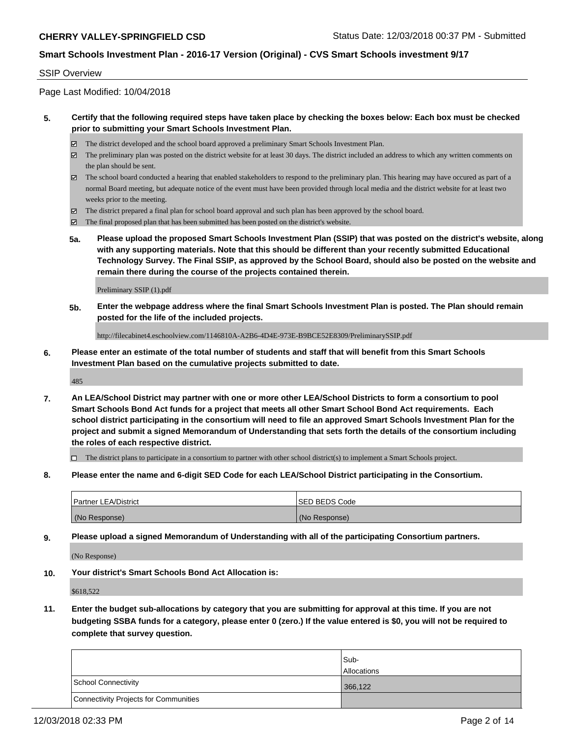SSIP Overview

Page Last Modified: 10/04/2018

**5. Certify that the following required steps have taken place by checking the boxes below: Each box must be checked prior to submitting your Smart Schools Investment Plan.**

- ☑ The district developed and the school board approved a preliminary Smart Schools Investment Plan.
- ☑ The preliminary plan was posted on the district website for at least 30 days. The district included an address to which any written comments on the plan should be sent.
- ☑ The school board conducted a hearing that enabled stakeholders to respond to the preliminary plan. This hearing may have occured as part of a normal Board meeting, but adequate notice of the event must have been provided through local media and the district website for at least two weeks prior to the meeting.
- ☑ The district prepared a final plan for school board approval and such plan has been approved by the school board.
- ☑ The final proposed plan that has been submitted has been posted on the district's website.

**5a. Please upload the proposed Smart Schools Investment Plan (SSIP) that was posted on the district's website, along with any supporting materials. Note that this should be different than your recently submitted Educational Technology Survey. The Final SSIP, as approved by the School Board, should also be posted on the website and remain there during the course of the projects contained therein.**

Preliminary SSIP (1).pdf

**5b. Enter the webpage address where the final Smart Schools Investment Plan is posted. The Plan should remain posted for the life of the included projects.**

http://filecabinet4.eschoolview.com/1146810A-A2B6-4D4E-973E-B9BCE52E8309/PreliminarySSIP.pdf

**6. Please enter an estimate of the total number of students and staff that will benefit from this Smart Schools Investment Plan based on the cumulative projects submitted to date.**

485

**7. An LEA/School District may partner with one or more other LEA/School Districts to form a consortium to pool Smart Schools Bond Act funds for a project that meets all other Smart School Bond Act requirements. Each school district participating in the consortium will need to file an approved Smart Schools Investment Plan for the project and submit a signed Memorandum of Understanding that sets forth the details of the consortium including the roles of each respective district.**

- ☐ The district plans to participate in a consortium to partner with other school district(s) to implement a Smart Schools project.

**8. Please enter the name and 6-digit SED Code for each LEA/School District participating in the Consortium.**

| Partner LEA/District | SED BEDS Code |
|---|---|
| (No Response) | (No Response) |

**9. Please upload a signed Memorandum of Understanding with all of the participating Consortium partners.**

(No Response)

**10. Your district's Smart Schools Bond Act Allocation is:**

$618,522

**11. Enter the budget sub-allocations by category that you are submitting for approval at this time. If you are not budgeting SSBA funds for a category, please enter 0 (zero.) If the value entered is $0, you will not be required to complete that survey question.**

| | Sub-Allocations |
|---|---|
| School Connectivity | 366,122 |
| Connectivity Projects for Communities | |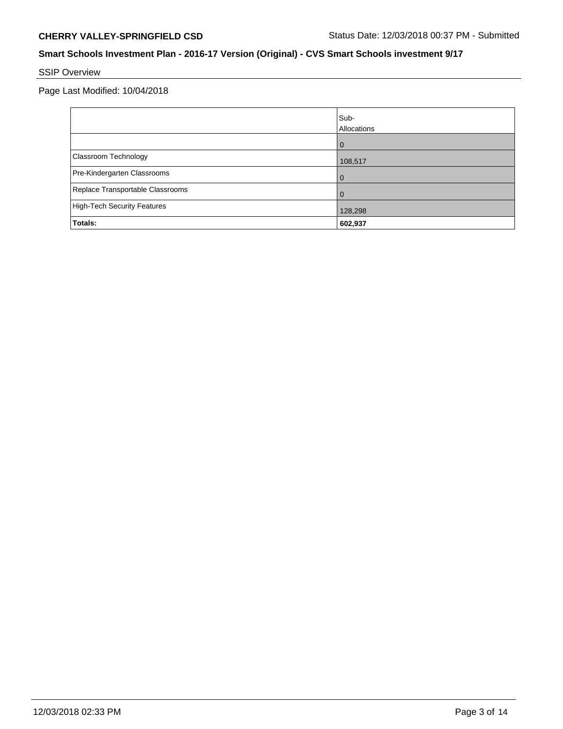**CHERRY VALLEY-SPRINGFIELD CSD** Status Date: 12/03/2018 00:37 PM - Submitted

**Smart Schools Investment Plan - 2016-17 Version (Original) - CVS Smart Schools investment 9/17**

SSIP Overview

Page Last Modified: 10/04/2018

| | Sub-Allocations |
|---|---|
| | 0 |
| Classroom Technology | 108,517 |
| Pre-Kindergarten Classrooms | 0 |
| Replace Transportable Classrooms | 0 |
| High-Tech Security Features | 128,298 |
| **Totals:** | **602,937** |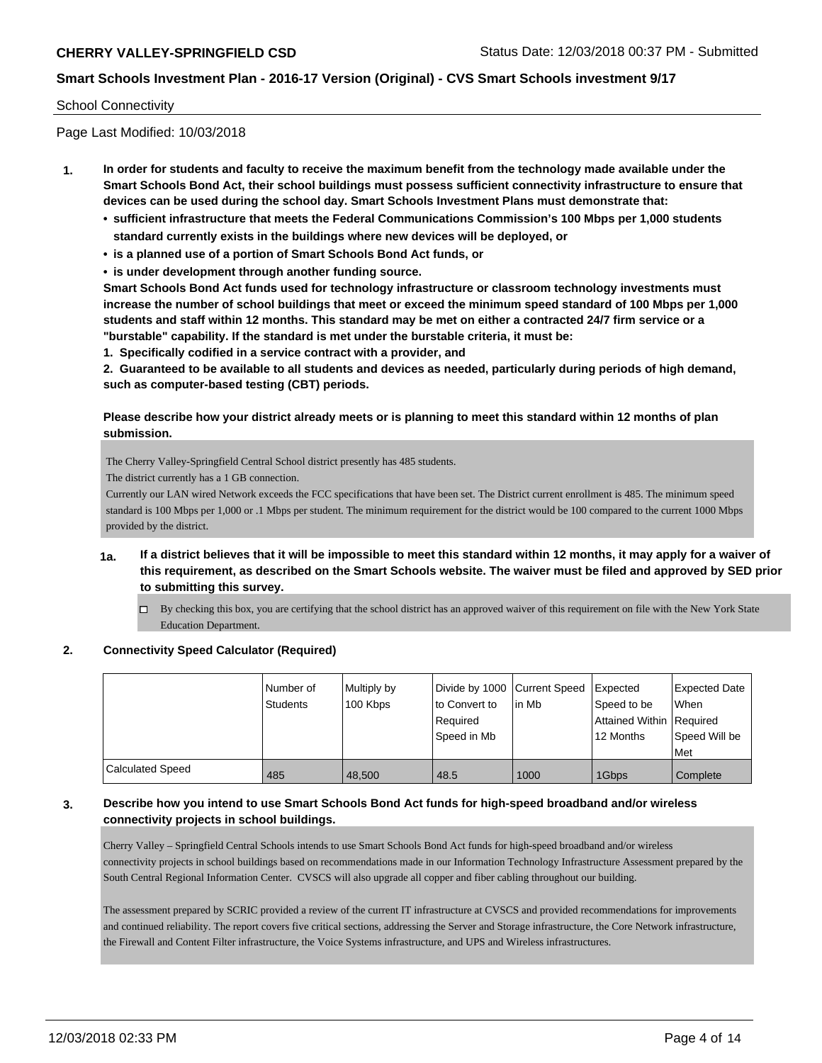School Connectivity

Page Last Modified: 10/03/2018

**1. In order for students and faculty to receive the maximum benefit from the technology made available under the Smart Schools Bond Act, their school buildings must possess sufficient connectivity infrastructure to ensure that devices can be used during the school day. Smart Schools Investment Plans must demonstrate that:**

- **sufficient infrastructure that meets the Federal Communications Commission's 100 Mbps per 1,000 students standard currently exists in the buildings where new devices will be deployed, or**
- **is a planned use of a portion of Smart Schools Bond Act funds, or**
- **is under development through another funding source.**

**Smart Schools Bond Act funds used for technology infrastructure or classroom technology investments must increase the number of school buildings that meet or exceed the minimum speed standard of 100 Mbps per 1,000 students and staff within 12 months. This standard may be met on either a contracted 24/7 firm service or a "burstable" capability. If the standard is met under the burstable criteria, it must be:**

**1. Specifically codified in a service contract with a provider, and**

**2. Guaranteed to be available to all students and devices as needed, particularly during periods of high demand, such as computer-based testing (CBT) periods.**

**Please describe how your district already meets or is planning to meet this standard within 12 months of plan submission.**

The Cherry Valley-Springfield Central School district presently has 485 students.
The district currently has a 1 GB connection.
Currently our LAN wired Network exceeds the FCC specifications that have been set. The District current enrollment is 485. The minimum speed standard is 100 Mbps per 1,000 or .1 Mbps per student. The minimum requirement for the district would be 100 compared to the current 1000 Mbps provided by the district.

**1a. If a district believes that it will be impossible to meet this standard within 12 months, it may apply for a waiver of this requirement, as described on the Smart Schools website. The waiver must be filed and approved by SED prior to submitting this survey.**

☐ By checking this box, you are certifying that the school district has an approved waiver of this requirement on file with the New York State Education Department.

**2. Connectivity Speed Calculator (Required)**

| | Number of Students | Multiply by 100 Kbps | Divide by 1000 to Convert to Required Speed in Mb | Current Speed in Mb | Expected Speed to be Attained Within 12 Months | Expected Date When Required Speed Will be Met |
|---|---|---|---|---|---|---|
| Calculated Speed | 485 | 48,500 | 48.5 | 1000 | 1Gbps | Complete |

**3. Describe how you intend to use Smart Schools Bond Act funds for high-speed broadband and/or wireless connectivity projects in school buildings.**

Cherry Valley – Springfield Central Schools intends to use Smart Schools Bond Act funds for high-speed broadband and/or wireless connectivity projects in school buildings based on recommendations made in our Information Technology Infrastructure Assessment prepared by the South Central Regional Information Center. CVSCS will also upgrade all copper and fiber cabling throughout our building.

The assessment prepared by SCRIC provided a review of the current IT infrastructure at CVSCS and provided recommendations for improvements and continued reliability. The report covers five critical sections, addressing the Server and Storage infrastructure, the Core Network infrastructure, the Firewall and Content Filter infrastructure, the Voice Systems infrastructure, and UPS and Wireless infrastructures.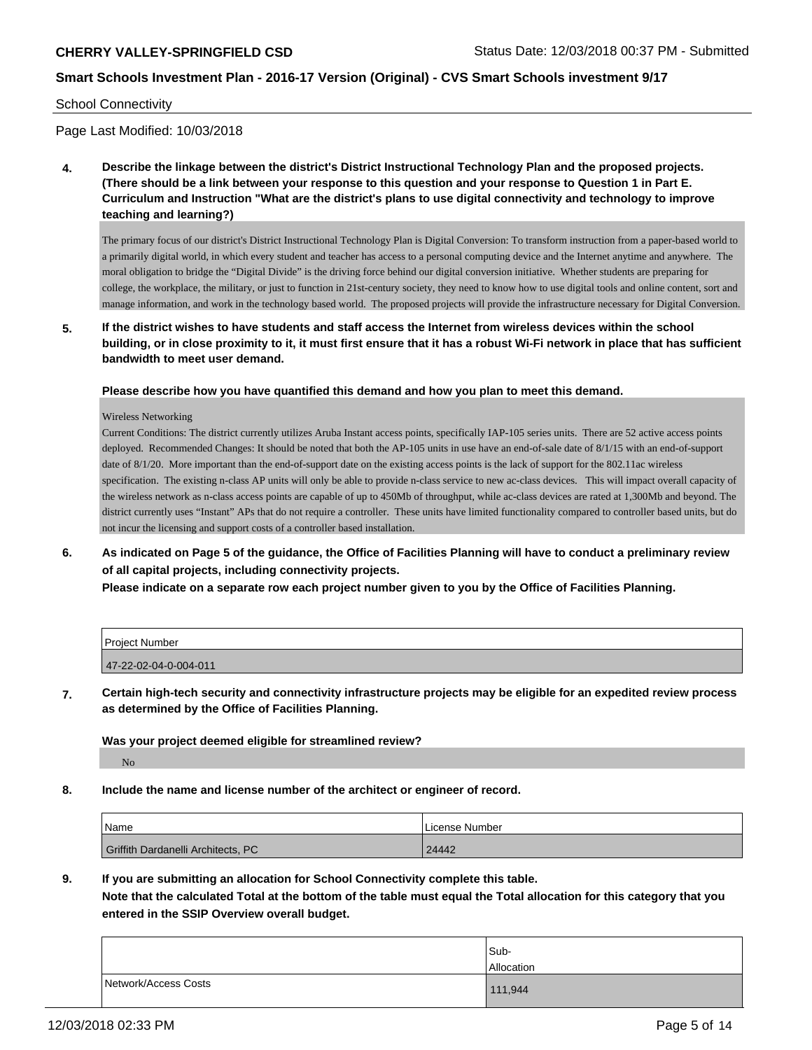School Connectivity

Page Last Modified: 10/03/2018

**4. Describe the linkage between the district's District Instructional Technology Plan and the proposed projects. (There should be a link between your response to this question and your response to Question 1 in Part E. Curriculum and Instruction "What are the district's plans to use digital connectivity and technology to improve teaching and learning?)**

The primary focus of our district's District Instructional Technology Plan is Digital Conversion: To transform instruction from a paper-based world to a primarily digital world, in which every student and teacher has access to a personal computing device and the Internet anytime and anywhere. The moral obligation to bridge the "Digital Divide" is the driving force behind our digital conversion initiative. Whether students are preparing for college, the workplace, the military, or just to function in 21st-century society, they need to know how to use digital tools and online content, sort and manage information, and work in the technology based world. The proposed projects will provide the infrastructure necessary for Digital Conversion.

**5. If the district wishes to have students and staff access the Internet from wireless devices within the school building, or in close proximity to it, it must first ensure that it has a robust Wi-Fi network in place that has sufficient bandwidth to meet user demand.**

**Please describe how you have quantified this demand and how you plan to meet this demand.**

Wireless Networking
Current Conditions: The district currently utilizes Aruba Instant access points, specifically IAP-105 series units. There are 52 active access points deployed. Recommended Changes: It should be noted that both the AP-105 units in use have an end-of-sale date of 8/1/15 with an end-of-support date of 8/1/20. More important than the end-of-support date on the existing access points is the lack of support for the 802.11ac wireless specification. The existing n-class AP units will only be able to provide n-class service to new ac-class devices. This will impact overall capacity of the wireless network as n-class access points are capable of up to 450Mb of throughput, while ac-class devices are rated at 1,300Mb and beyond. The district currently uses "Instant" APs that do not require a controller. These units have limited functionality compared to controller based units, but do not incur the licensing and support costs of a controller based installation.

**6. As indicated on Page 5 of the guidance, the Office of Facilities Planning will have to conduct a preliminary review of all capital projects, including connectivity projects.**
**Please indicate on a separate row each project number given to you by the Office of Facilities Planning.**

| Project Number |
|---|
| 47-22-02-04-0-004-011 |

**7. Certain high-tech security and connectivity infrastructure projects may be eligible for an expedited review process as determined by the Office of Facilities Planning.**

**Was your project deemed eligible for streamlined review?**

No

**8. Include the name and license number of the architect or engineer of record.**

| Name | License Number |
|---|---|
| Griffith Dardanelli Architects, PC | 24442 |

**9. If you are submitting an allocation for School Connectivity complete this table.**
**Note that the calculated Total at the bottom of the table must equal the Total allocation for this category that you entered in the SSIP Overview overall budget.**

| | Sub-Allocation |
|---|---|
| Network/Access Costs | 111,944 |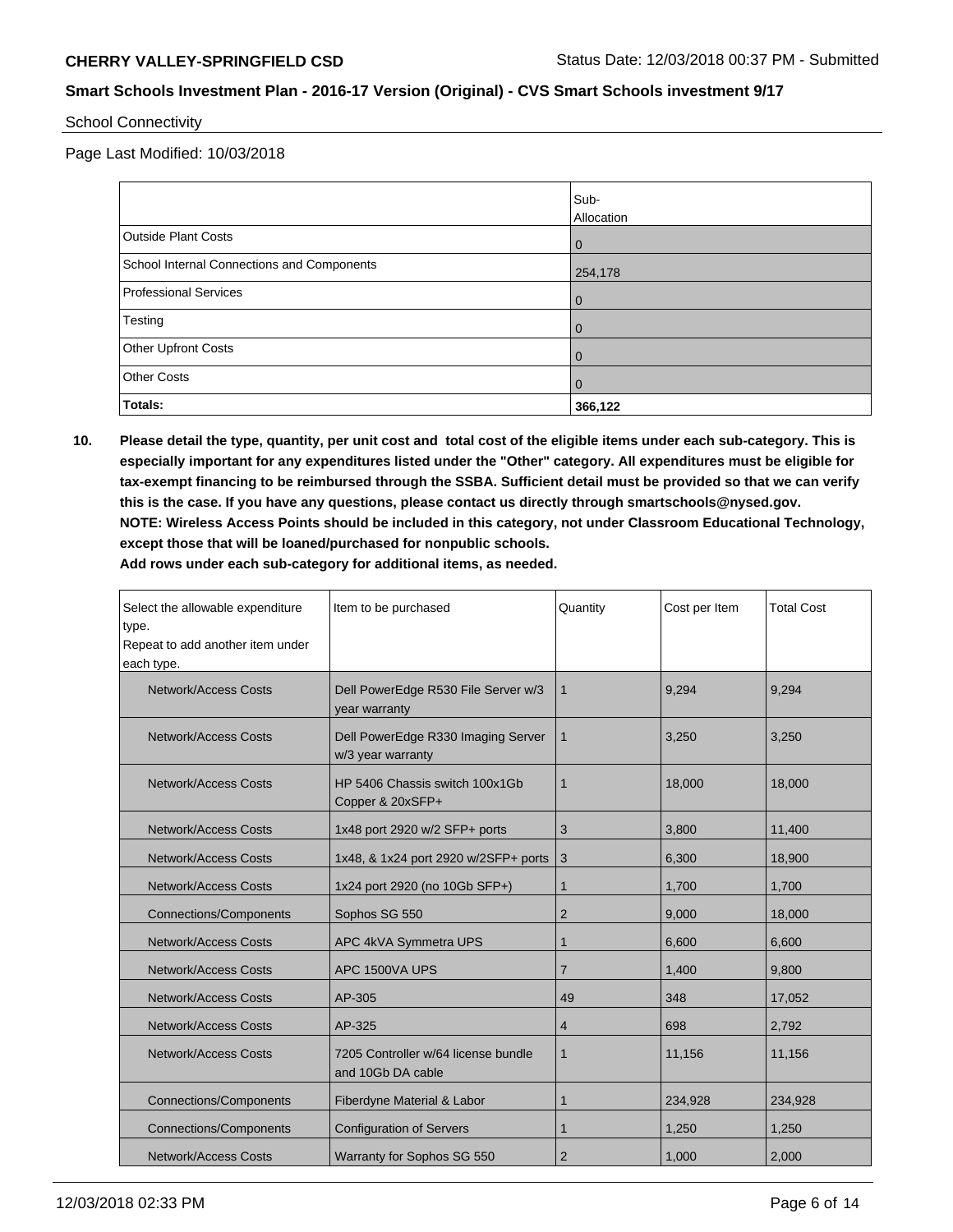School Connectivity

Page Last Modified: 10/03/2018

| | Sub-Allocation |
|---|---|
| Outside Plant Costs | 0 |
| School Internal Connections and Components | 254,178 |
| Professional Services | 0 |
| Testing | 0 |
| Other Upfront Costs | 0 |
| Other Costs | 0 |
| **Totals:** | **366,122** |

**10. Please detail the type, quantity, per unit cost and total cost of the eligible items under each sub-category. This is especially important for any expenditures listed under the "Other" category. All expenditures must be eligible for tax-exempt financing to be reimbursed through the SSBA. Sufficient detail must be provided so that we can verify this is the case. If you have any questions, please contact us directly through smartschools@nysed.gov.**
**NOTE: Wireless Access Points should be included in this category, not under Classroom Educational Technology, except those that will be loaned/purchased for nonpublic schools.**
**Add rows under each sub-category for additional items, as needed.**

| Select the allowable expenditure type. Repeat to add another item under each type. | Item to be purchased | Quantity | Cost per Item | Total Cost |
|---|---|---|---|---|
| Network/Access Costs | Dell PowerEdge R530 File Server w/3 year warranty | 1 | 9,294 | 9,294 |
| Network/Access Costs | Dell PowerEdge R330 Imaging Server w/3 year warranty | 1 | 3,250 | 3,250 |
| Network/Access Costs | HP 5406 Chassis switch 100x1Gb Copper & 20xSFP+ | 1 | 18,000 | 18,000 |
| Network/Access Costs | 1x48 port 2920 w/2 SFP+ ports | 3 | 3,800 | 11,400 |
| Network/Access Costs | 1x48, & 1x24 port 2920 w/2SFP+ ports | 3 | 6,300 | 18,900 |
| Network/Access Costs | 1x24 port 2920 (no 10Gb SFP+) | 1 | 1,700 | 1,700 |
| Connections/Components | Sophos SG 550 | 2 | 9,000 | 18,000 |
| Network/Access Costs | APC 4kVA Symmetra UPS | 1 | 6,600 | 6,600 |
| Network/Access Costs | APC 1500VA UPS | 7 | 1,400 | 9,800 |
| Network/Access Costs | AP-305 | 49 | 348 | 17,052 |
| Network/Access Costs | AP-325 | 4 | 698 | 2,792 |
| Network/Access Costs | 7205 Controller w/64 license bundle and 10Gb DA cable | 1 | 11,156 | 11,156 |
| Connections/Components | Fiberdyne Material & Labor | 1 | 234,928 | 234,928 |
| Connections/Components | Configuration of Servers | 1 | 1,250 | 1,250 |
| Network/Access Costs | Warranty for Sophos SG 550 | 2 | 1,000 | 2,000 |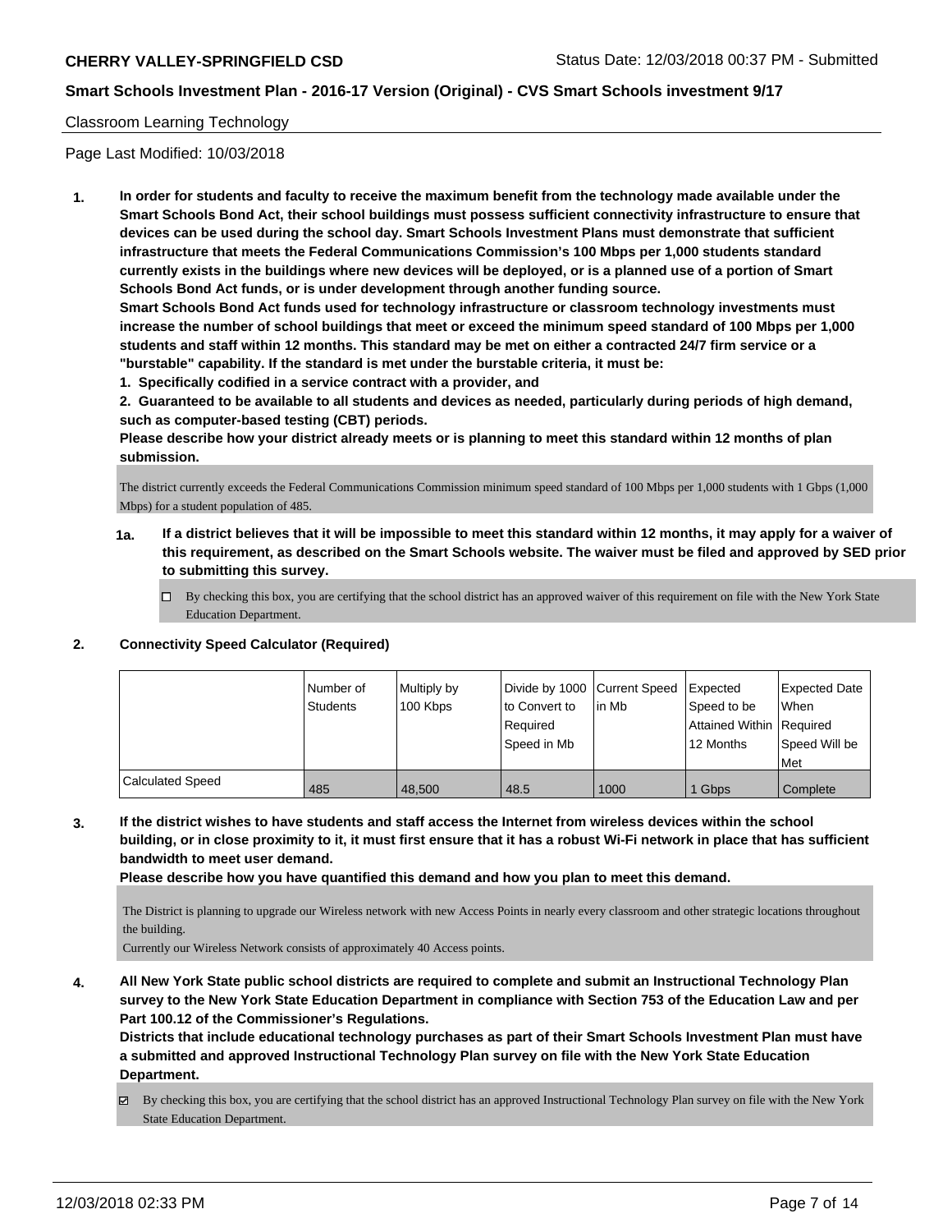Classroom Learning Technology

Page Last Modified: 10/03/2018

**1. In order for students and faculty to receive the maximum benefit from the technology made available under the Smart Schools Bond Act, their school buildings must possess sufficient connectivity infrastructure to ensure that devices can be used during the school day. Smart Schools Investment Plans must demonstrate that sufficient infrastructure that meets the Federal Communications Commission's 100 Mbps per 1,000 students standard currently exists in the buildings where new devices will be deployed, or is a planned use of a portion of Smart Schools Bond Act funds, or is under development through another funding source.**

**Smart Schools Bond Act funds used for technology infrastructure or classroom technology investments must increase the number of school buildings that meet or exceed the minimum speed standard of 100 Mbps per 1,000 students and staff within 12 months. This standard may be met on either a contracted 24/7 firm service or a "burstable" capability. If the standard is met under the burstable criteria, it must be:**

**1. Specifically codified in a service contract with a provider, and**

**2. Guaranteed to be available to all students and devices as needed, particularly during periods of high demand, such as computer-based testing (CBT) periods.**

**Please describe how your district already meets or is planning to meet this standard within 12 months of plan submission.**

The district currently exceeds the Federal Communications Commission minimum speed standard of 100 Mbps per 1,000 students with 1 Gbps (1,000 Mbps) for a student population of 485.

**1a. If a district believes that it will be impossible to meet this standard within 12 months, it may apply for a waiver of this requirement, as described on the Smart Schools website. The waiver must be filed and approved by SED prior to submitting this survey.**

☐ By checking this box, you are certifying that the school district has an approved waiver of this requirement on file with the New York State Education Department.

**2. Connectivity Speed Calculator (Required)**

| | Number of Students | Multiply by 100 Kbps | Divide by 1000 to Convert to Required Speed in Mb | Current Speed in Mb | Expected Speed to be Attained Within 12 Months | Expected Date When Required Speed Will be Met |
|---|---|---|---|---|---|---|
| Calculated Speed | 485 | 48,500 | 48.5 | 1000 | 1 Gbps | Complete |

**3. If the district wishes to have students and staff access the Internet from wireless devices within the school building, or in close proximity to it, it must first ensure that it has a robust Wi-Fi network in place that has sufficient bandwidth to meet user demand.**

**Please describe how you have quantified this demand and how you plan to meet this demand.**

The District is planning to upgrade our Wireless network with new Access Points in nearly every classroom and other strategic locations throughout the building.

Currently our Wireless Network consists of approximately 40 Access points.

**4. All New York State public school districts are required to complete and submit an Instructional Technology Plan survey to the New York State Education Department in compliance with Section 753 of the Education Law and per Part 100.12 of the Commissioner's Regulations.**

**Districts that include educational technology purchases as part of their Smart Schools Investment Plan must have a submitted and approved Instructional Technology Plan survey on file with the New York State Education Department.**

☑ By checking this box, you are certifying that the school district has an approved Instructional Technology Plan survey on file with the New York State Education Department.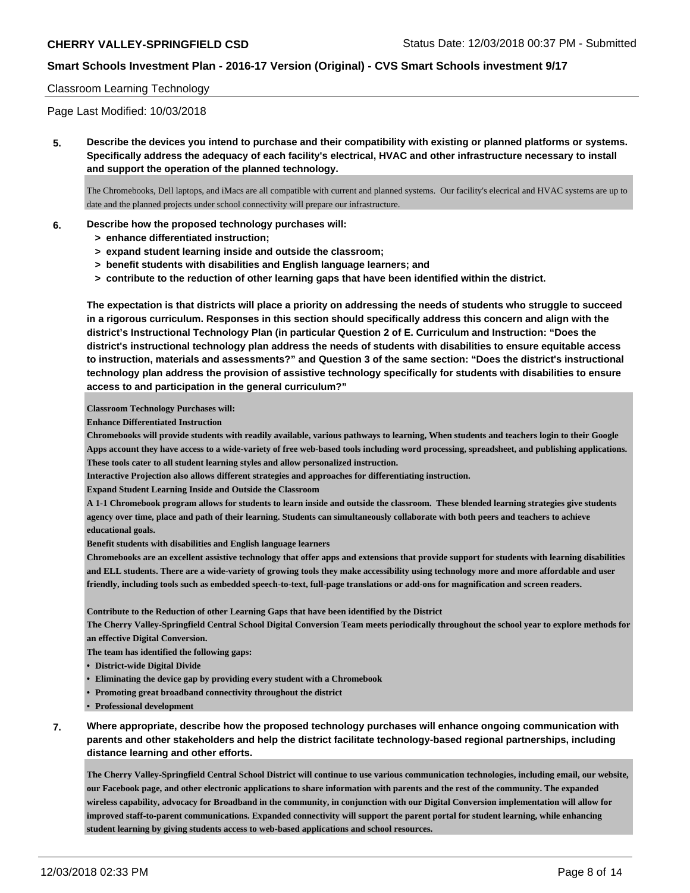Classroom Learning Technology

Page Last Modified: 10/03/2018

**5. Describe the devices you intend to purchase and their compatibility with existing or planned platforms or systems. Specifically address the adequacy of each facility's electrical, HVAC and other infrastructure necessary to install and support the operation of the planned technology.**

The Chromebooks, Dell laptops, and iMacs are all compatible with current and planned systems. Our facility's elecrical and HVAC systems are up to date and the planned projects under school connectivity will prepare our infrastructure.

**6. Describe how the proposed technology purchases will:**
- **> enhance differentiated instruction;**
- **> expand student learning inside and outside the classroom;**
- **> benefit students with disabilities and English language learners; and**
- **> contribute to the reduction of other learning gaps that have been identified within the district.**

**The expectation is that districts will place a priority on addressing the needs of students who struggle to succeed in a rigorous curriculum. Responses in this section should specifically address this concern and align with the district's Instructional Technology Plan (in particular Question 2 of E. Curriculum and Instruction: "Does the district's instructional technology plan address the needs of students with disabilities to ensure equitable access to instruction, materials and assessments?" and Question 3 of the same section: "Does the district's instructional technology plan address the provision of assistive technology specifically for students with disabilities to ensure access to and participation in the general curriculum?"**

**Classroom Technology Purchases will:**

**Enhance Differentiated Instruction**

**Chromebooks will provide students with readily available, various pathways to learning, When students and teachers login to their Google Apps account they have access to a wide-variety of free web-based tools including word processing, spreadsheet, and publishing applications. These tools cater to all student learning styles and allow personalized instruction.**

**Interactive Projection also allows different strategies and approaches for differentiating instruction.**

**Expand Student Learning Inside and Outside the Classroom**

**A 1-1 Chromebook program allows for students to learn inside and outside the classroom. These blended learning strategies give students agency over time, place and path of their learning. Students can simultaneously collaborate with both peers and teachers to achieve educational goals.**

**Benefit students with disabilities and English language learners**

**Chromebooks are an excellent assistive technology that offer apps and extensions that provide support for students with learning disabilities and ELL students. There are a wide-variety of growing tools they make accessibility using technology more and more affordable and user friendly, including tools such as embedded speech-to-text, full-page translations or add-ons for magnification and screen readers.**

**Contribute to the Reduction of other Learning Gaps that have been identified by the District**

**The Cherry Valley-Springfield Central School Digital Conversion Team meets periodically throughout the school year to explore methods for an effective Digital Conversion.**

**The team has identified the following gaps:**

- **District-wide Digital Divide**
- **Eliminating the device gap by providing every student with a Chromebook**
- **Promoting great broadband connectivity throughout the district**
- **Professional development**

**7. Where appropriate, describe how the proposed technology purchases will enhance ongoing communication with parents and other stakeholders and help the district facilitate technology-based regional partnerships, including distance learning and other efforts.**

**The Cherry Valley-Springfield Central School District will continue to use various communication technologies, including email, our website, our Facebook page, and other electronic applications to share information with parents and the rest of the community. The expanded wireless capability, advocacy for Broadband in the community, in conjunction with our Digital Conversion implementation will allow for improved staff-to-parent communications. Expanded connectivity will support the parent portal for student learning, while enhancing student learning by giving students access to web-based applications and school resources.**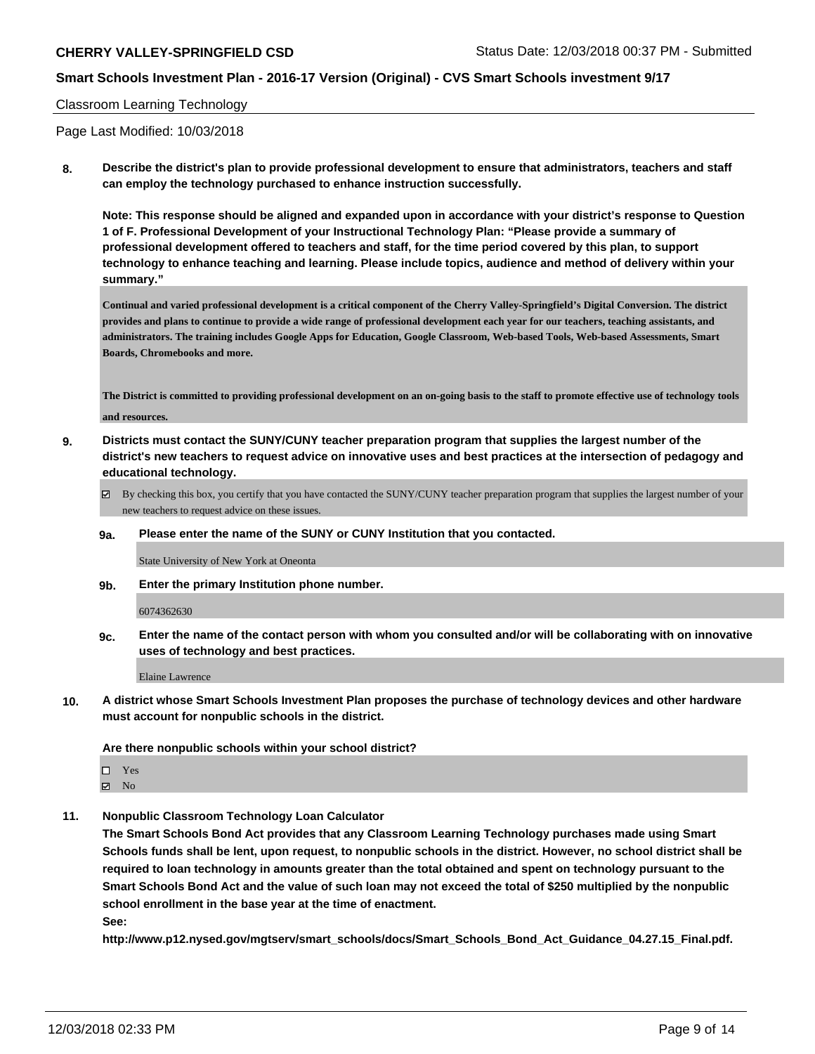Classroom Learning Technology

Page Last Modified: 10/03/2018

**8. Describe the district's plan to provide professional development to ensure that administrators, teachers and staff can employ the technology purchased to enhance instruction successfully.**

**Note: This response should be aligned and expanded upon in accordance with your district's response to Question 1 of F. Professional Development of your Instructional Technology Plan: "Please provide a summary of professional development offered to teachers and staff, for the time period covered by this plan, to support technology to enhance teaching and learning. Please include topics, audience and method of delivery within your summary."**

**Continual and varied professional development is a critical component of the Cherry Valley-Springfield's Digital Conversion. The district provides and plans to continue to provide a wide range of professional development each year for our teachers, teaching assistants, and administrators. The training includes Google Apps for Education, Google Classroom, Web-based Tools, Web-based Assessments, Smart Boards, Chromebooks and more.**

**The District is committed to providing professional development on an on-going basis to the staff to promote effective use of technology tools and resources.**

**9. Districts must contact the SUNY/CUNY teacher preparation program that supplies the largest number of the district's new teachers to request advice on innovative uses and best practices at the intersection of pedagogy and educational technology.**

☑ By checking this box, you certify that you have contacted the SUNY/CUNY teacher preparation program that supplies the largest number of your new teachers to request advice on these issues.

**9a. Please enter the name of the SUNY or CUNY Institution that you contacted.**

State University of New York at Oneonta

**9b. Enter the primary Institution phone number.**

6074362630

**9c. Enter the name of the contact person with whom you consulted and/or will be collaborating with on innovative uses of technology and best practices.**

Elaine Lawrence

**10. A district whose Smart Schools Investment Plan proposes the purchase of technology devices and other hardware must account for nonpublic schools in the district.**

**Are there nonpublic schools within your school district?**

☐ Yes
☑ No

**11. Nonpublic Classroom Technology Loan Calculator**

**The Smart Schools Bond Act provides that any Classroom Learning Technology purchases made using Smart Schools funds shall be lent, upon request, to nonpublic schools in the district. However, no school district shall be required to loan technology in amounts greater than the total obtained and spent on technology pursuant to the Smart Schools Bond Act and the value of such loan may not exceed the total of $250 multiplied by the nonpublic school enrollment in the base year at the time of enactment.**

**See:**

**http://www.p12.nysed.gov/mgtserv/smart_schools/docs/Smart_Schools_Bond_Act_Guidance_04.27.15_Final.pdf.**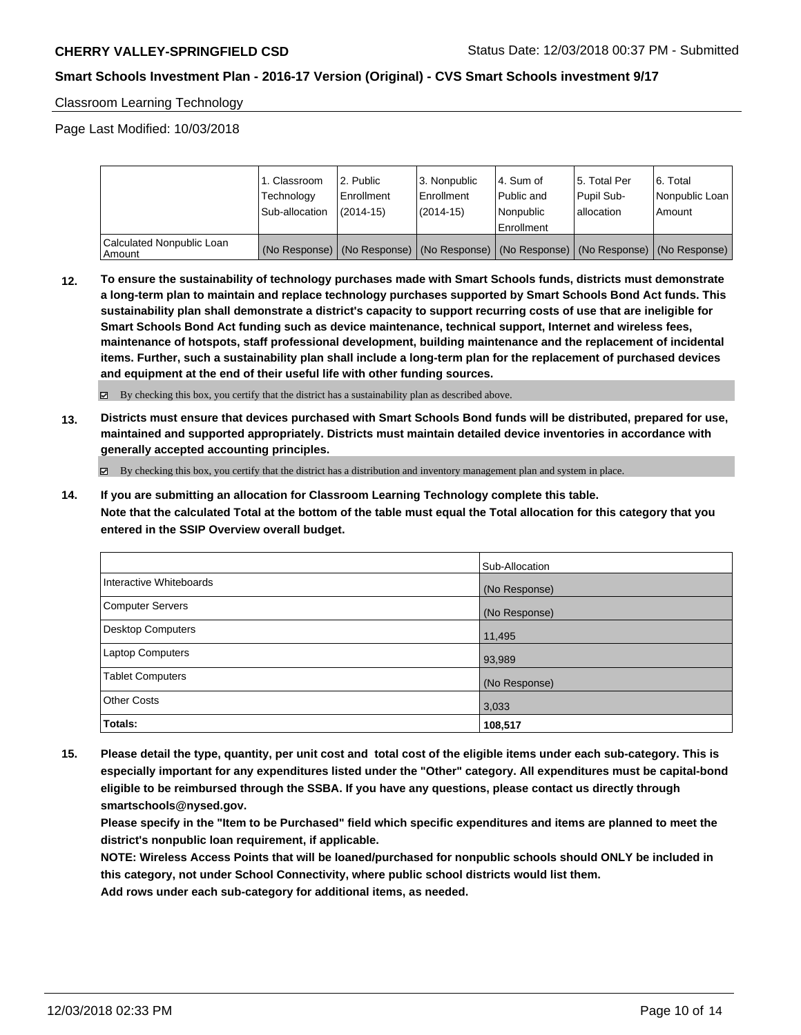Classroom Learning Technology

Page Last Modified: 10/03/2018

| | 1. Classroom Technology Sub-allocation | 2. Public Enrollment (2014-15) | 3. Nonpublic Enrollment (2014-15) | 4. Sum of Public and Nonpublic Enrollment | 5. Total Per Pupil Sub-allocation | 6. Total Nonpublic Loan Amount |
|---|---|---|---|---|---|---|
| Calculated Nonpublic Loan Amount | (No Response) | (No Response) | (No Response) | (No Response) | (No Response) | (No Response) |

**12. To ensure the sustainability of technology purchases made with Smart Schools funds, districts must demonstrate a long-term plan to maintain and replace technology purchases supported by Smart Schools Bond Act funds. This sustainability plan shall demonstrate a district's capacity to support recurring costs of use that are ineligible for Smart Schools Bond Act funding such as device maintenance, technical support, Internet and wireless fees, maintenance of hotspots, staff professional development, building maintenance and the replacement of incidental items. Further, such a sustainability plan shall include a long-term plan for the replacement of purchased devices and equipment at the end of their useful life with other funding sources.**

☑ By checking this box, you certify that the district has a sustainability plan as described above.

**13. Districts must ensure that devices purchased with Smart Schools Bond funds will be distributed, prepared for use, maintained and supported appropriately. Districts must maintain detailed device inventories in accordance with generally accepted accounting principles.**

☑ By checking this box, you certify that the district has a distribution and inventory management plan and system in place.

**14. If you are submitting an allocation for Classroom Learning Technology complete this table.**
**Note that the calculated Total at the bottom of the table must equal the Total allocation for this category that you entered in the SSIP Overview overall budget.**

| | Sub-Allocation |
|---|---|
| Interactive Whiteboards | (No Response) |
| Computer Servers | (No Response) |
| Desktop Computers | 11,495 |
| Laptop Computers | 93,989 |
| Tablet Computers | (No Response) |
| Other Costs | 3,033 |
| **Totals:** | **108,517** |

**15. Please detail the type, quantity, per unit cost and total cost of the eligible items under each sub-category. This is especially important for any expenditures listed under the "Other" category. All expenditures must be capital-bond eligible to be reimbursed through the SSBA. If you have any questions, please contact us directly through smartschools@nysed.gov.**
**Please specify in the "Item to be Purchased" field which specific expenditures and items are planned to meet the district's nonpublic loan requirement, if applicable.**
**NOTE: Wireless Access Points that will be loaned/purchased for nonpublic schools should ONLY be included in this category, not under School Connectivity, where public school districts would list them.**
**Add rows under each sub-category for additional items, as needed.**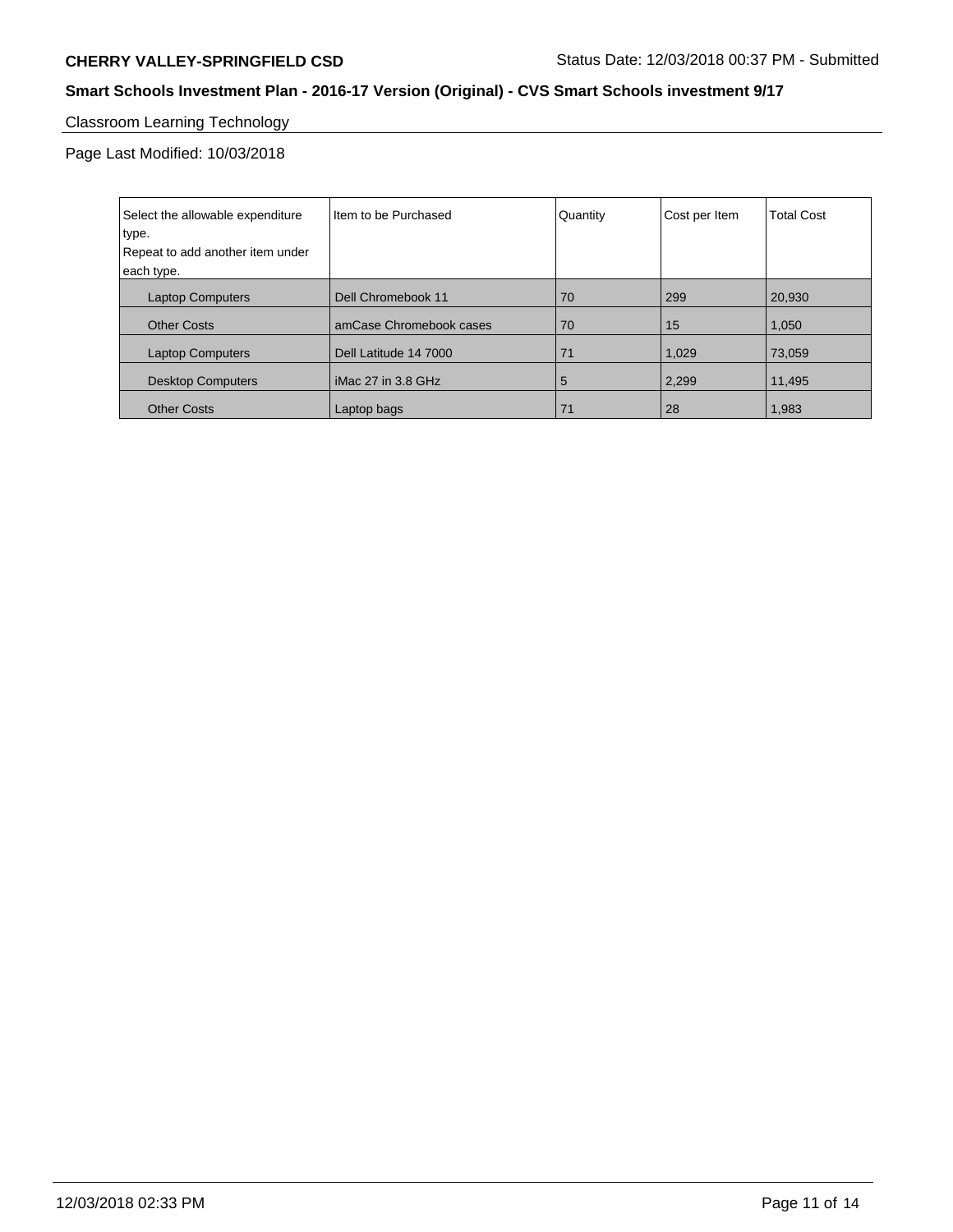Classroom Learning Technology

Page Last Modified: 10/03/2018

| Select the allowable expenditure type. Repeat to add another item under each type. | Item to be Purchased | Quantity | Cost per Item | Total Cost |
|---|---|---|---|---|
| Laptop Computers | Dell Chromebook 11 | 70 | 299 | 20,930 |
| Other Costs | amCase Chromebook cases | 70 | 15 | 1,050 |
| Laptop Computers | Dell Latitude 14 7000 | 71 | 1,029 | 73,059 |
| Desktop Computers | iMac 27 in 3.8 GHz | 5 | 2,299 | 11,495 |
| Other Costs | Laptop bags | 71 | 28 | 1,983 |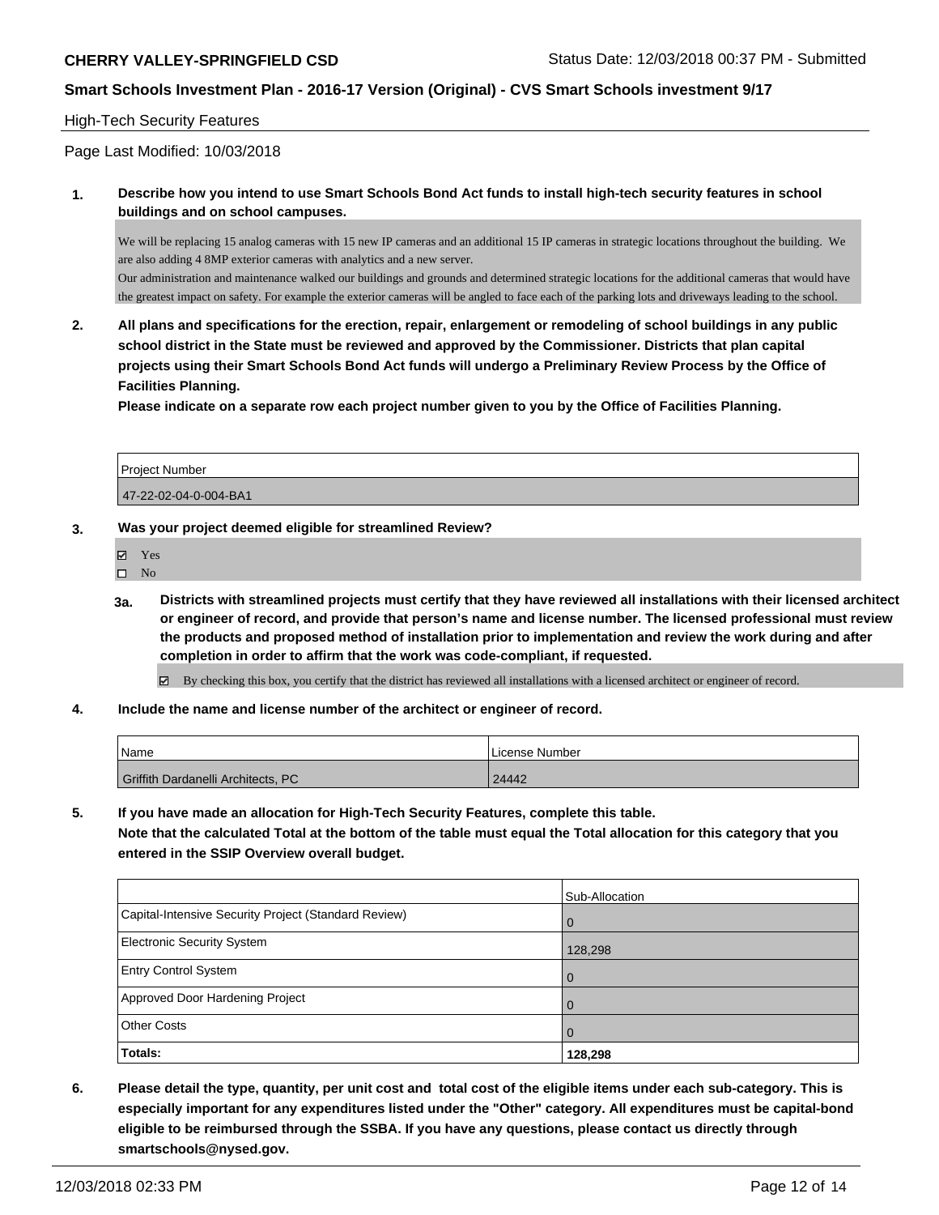High-Tech Security Features

Page Last Modified: 10/03/2018

**1. Describe how you intend to use Smart Schools Bond Act funds to install high-tech security features in school buildings and on school campuses.**

We will be replacing 15 analog cameras with 15 new IP cameras and an additional 15 IP cameras in strategic locations throughout the building. We are also adding 4 8MP exterior cameras with analytics and a new server.
Our administration and maintenance walked our buildings and grounds and determined strategic locations for the additional cameras that would have the greatest impact on safety. For example the exterior cameras will be angled to face each of the parking lots and driveways leading to the school.

**2. All plans and specifications for the erection, repair, enlargement or remodeling of school buildings in any public school district in the State must be reviewed and approved by the Commissioner. Districts that plan capital projects using their Smart Schools Bond Act funds will undergo a Preliminary Review Process by the Office of Facilities Planning.**
**Please indicate on a separate row each project number given to you by the Office of Facilities Planning.**

| Project Number |
|---|
| 47-22-02-04-0-004-BA1 |

**3. Was your project deemed eligible for streamlined Review?**

☑ Yes
☐ No

**3a. Districts with streamlined projects must certify that they have reviewed all installations with their licensed architect or engineer of record, and provide that person's name and license number. The licensed professional must review the products and proposed method of installation prior to implementation and review the work during and after completion in order to affirm that the work was code-compliant, if requested.**

☑ By checking this box, you certify that the district has reviewed all installations with a licensed architect or engineer of record.

**4. Include the name and license number of the architect or engineer of record.**

| Name | License Number |
|---|---|
| Griffith Dardanelli Architects, PC | 24442 |

**5. If you have made an allocation for High-Tech Security Features, complete this table.**
**Note that the calculated Total at the bottom of the table must equal the Total allocation for this category that you entered in the SSIP Overview overall budget.**

| | Sub-Allocation |
|---|---|
| Capital-Intensive Security Project (Standard Review) | 0 |
| Electronic Security System | 128,298 |
| Entry Control System | 0 |
| Approved Door Hardening Project | 0 |
| Other Costs | 0 |
| **Totals:** | **128,298** |

**6. Please detail the type, quantity, per unit cost and total cost of the eligible items under each sub-category. This is especially important for any expenditures listed under the "Other" category. All expenditures must be capital-bond eligible to be reimbursed through the SSBA. If you have any questions, please contact us directly through smartschools@nysed.gov.**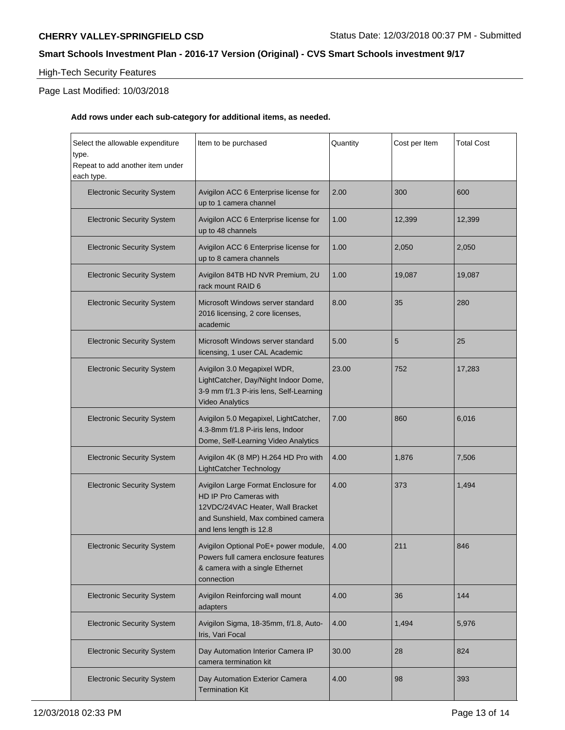**CHERRY VALLEY-SPRINGFIELD CSD** Status Date: 12/03/2018 00:37 PM - Submitted

**Smart Schools Investment Plan - 2016-17 Version (Original) - CVS Smart Schools investment 9/17**

High-Tech Security Features

Page Last Modified: 10/03/2018

**Add rows under each sub-category for additional items, as needed.**

| Select the allowable expenditure type. Repeat to add another item under each type. | Item to be purchased | Quantity | Cost per Item | Total Cost |
|---|---|---|---|---|
| Electronic Security System | Avigilon ACC 6 Enterprise license for up to 1 camera channel | 2.00 | 300 | 600 |
| Electronic Security System | Avigilon ACC 6 Enterprise license for up to 48 channels | 1.00 | 12,399 | 12,399 |
| Electronic Security System | Avigilon ACC 6 Enterprise license for up to 8 camera channels | 1.00 | 2,050 | 2,050 |
| Electronic Security System | Avigilon 84TB HD NVR Premium, 2U rack mount RAID 6 | 1.00 | 19,087 | 19,087 |
| Electronic Security System | Microsoft Windows server standard 2016 licensing, 2 core licenses, academic | 8.00 | 35 | 280 |
| Electronic Security System | Microsoft Windows server standard licensing, 1 user CAL Academic | 5.00 | 5 | 25 |
| Electronic Security System | Avigilon 3.0 Megapixel WDR, LightCatcher, Day/Night Indoor Dome, 3-9 mm f/1.3 P-iris lens, Self-Learning Video Analytics | 23.00 | 752 | 17,283 |
| Electronic Security System | Avigilon 5.0 Megapixel, LightCatcher, 4.3-8mm f/1.8 P-iris lens, Indoor Dome, Self-Learning Video Analytics | 7.00 | 860 | 6,016 |
| Electronic Security System | Avigilon 4K (8 MP) H.264 HD Pro with LightCatcher Technology | 4.00 | 1,876 | 7,506 |
| Electronic Security System | Avigilon Large Format Enclosure for HD IP Pro Cameras with 12VDC/24VAC Heater, Wall Bracket and Sunshield, Max combined camera and lens length is 12.8 | 4.00 | 373 | 1,494 |
| Electronic Security System | Avigilon Optional PoE+ power module, Powers full camera enclosure features & camera with a single Ethernet connection | 4.00 | 211 | 846 |
| Electronic Security System | Avigilon Reinforcing wall mount adapters | 4.00 | 36 | 144 |
| Electronic Security System | Avigilon Sigma, 18-35mm, f/1.8, Auto-Iris, Vari Focal | 4.00 | 1,494 | 5,976 |
| Electronic Security System | Day Automation Interior Camera IP camera termination kit | 30.00 | 28 | 824 |
| Electronic Security System | Day Automation Exterior Camera Termination Kit | 4.00 | 98 | 393 |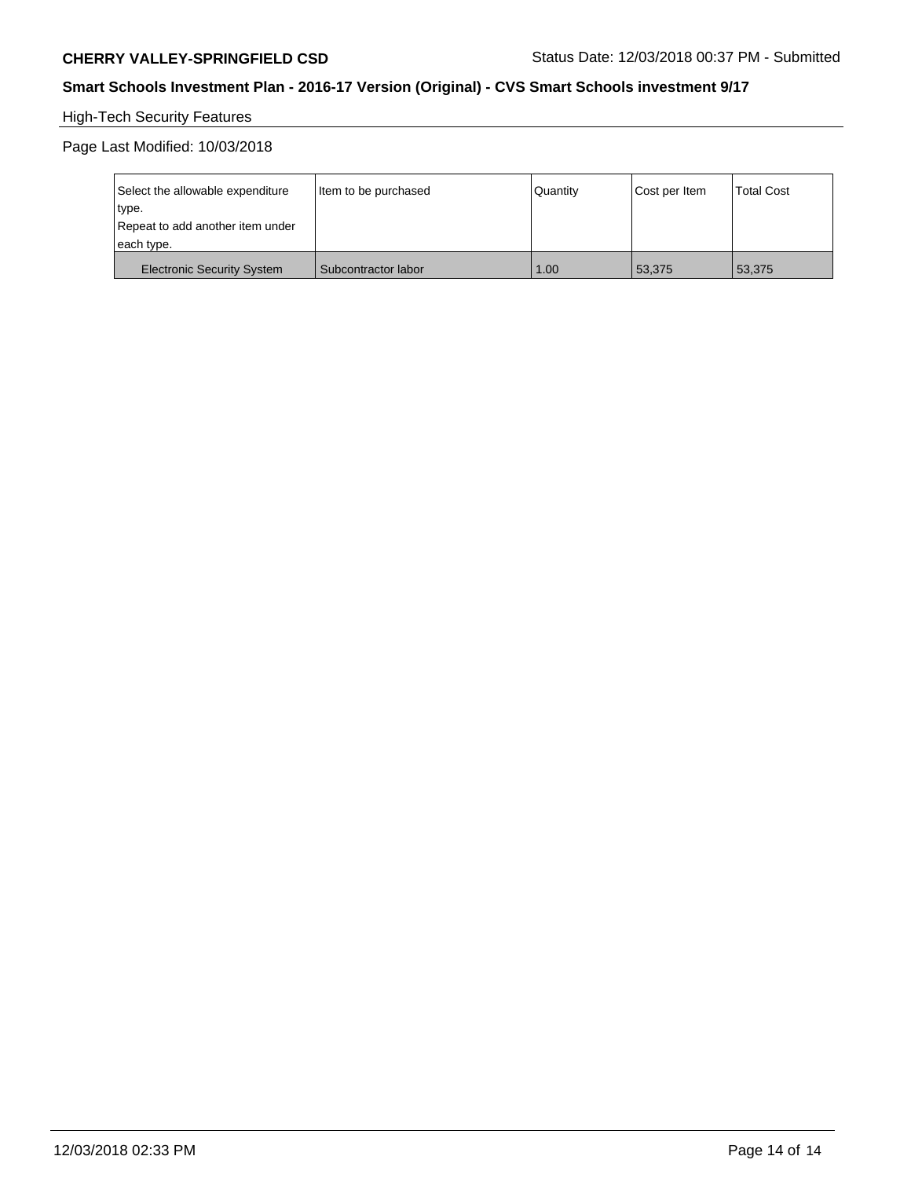## High-Tech Security Features

Page Last Modified: 10/03/2018

| Select the allowable expenditure type. Repeat to add another item under each type. | Item to be purchased | Quantity | Cost per Item | Total Cost |
|---|---|---|---|---|
| Electronic Security System | Subcontractor labor | 1.00 | 53,375 | 53,375 |